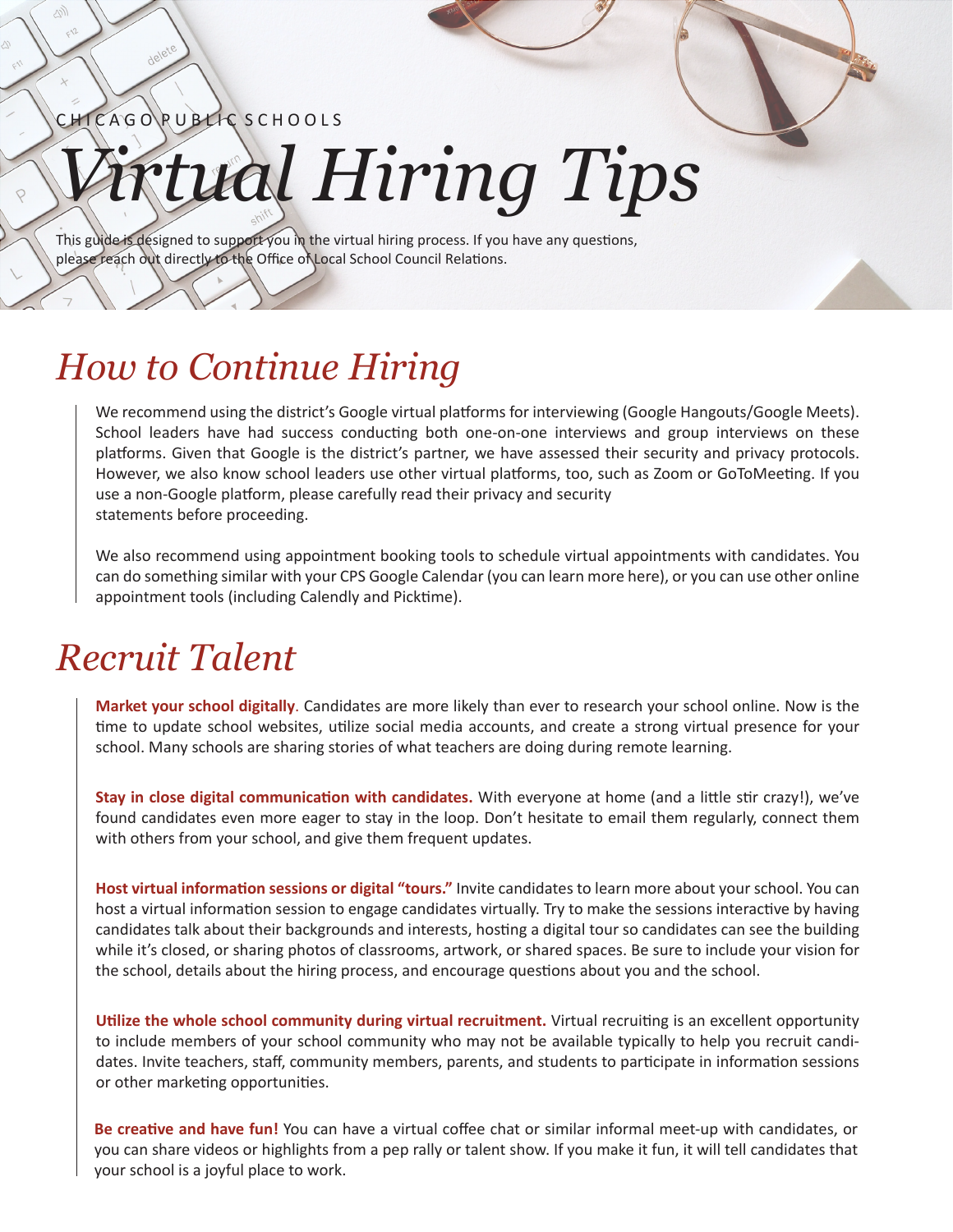CHICAGO PUBLIC SCHOOLS

# *Virtual Hiring Tips*

This guide is designed to support you in the virtual hiring process. If you have any questions, please reach out directly to the Office of Local School Council Relations.

## *How to Continue Hiring*

We recommend using the district's Google virtual platforms for interviewing (Google Hangouts/Google Meets). School leaders have had success conducting both one-on-one interviews and group interviews on these platforms. Given that Google is the district's partner, we have assessed their security and privacy protocols. However, we also know school leaders use other virtual platforms, too, such as Zoom or GoToMeeting. If you use a non-Google platform, please carefully read their privacy and security statements before proceeding.

We also recommend using appointment booking tools to schedule virtual appointments with candidates. You can do something similar with your CPS Google Calendar (you can learn more here), or you can use other online appointment tools (including Calendly and Picktime).

## *Recruit Talent*

**Market your school digitally**. Candidates are more likely than ever to research your school online. Now is the time to update school websites, utilize social media accounts, and create a strong virtual presence for your school. Many schools are sharing stories of what teachers are doing during remote learning.

**Stay in close digital communication with candidates.** With everyone at home (and a little stir crazy!), we've found candidates even more eager to stay in the loop. Don't hesitate to email them regularly, connect them with others from your school, and give them frequent updates.

**Host virtual information sessions or digital "tours."** Invite candidates to learn more about your school. You can host a virtual information session to engage candidates virtually. Try to make the sessions interactive by having candidates talk about their backgrounds and interests, hosting a digital tour so candidates can see the building while it's closed, or sharing photos of classrooms, artwork, or shared spaces. Be sure to include your vision for the school, details about the hiring process, and encourage questions about you and the school.

**Utilize the whole school community during virtual recruitment.** Virtual recruiting is an excellent opportunity to include members of your school community who may not be available typically to help you recruit candidates. Invite teachers, staff, community members, parents, and students to participate in information sessions or other marketing opportunities.

**Be creative and have fun!** You can have a virtual coffee chat or similar informal meet-up with candidates, or you can share videos or highlights from a pep rally or talent show. If you make it fun, it will tell candidates that your school is a joyful place to work.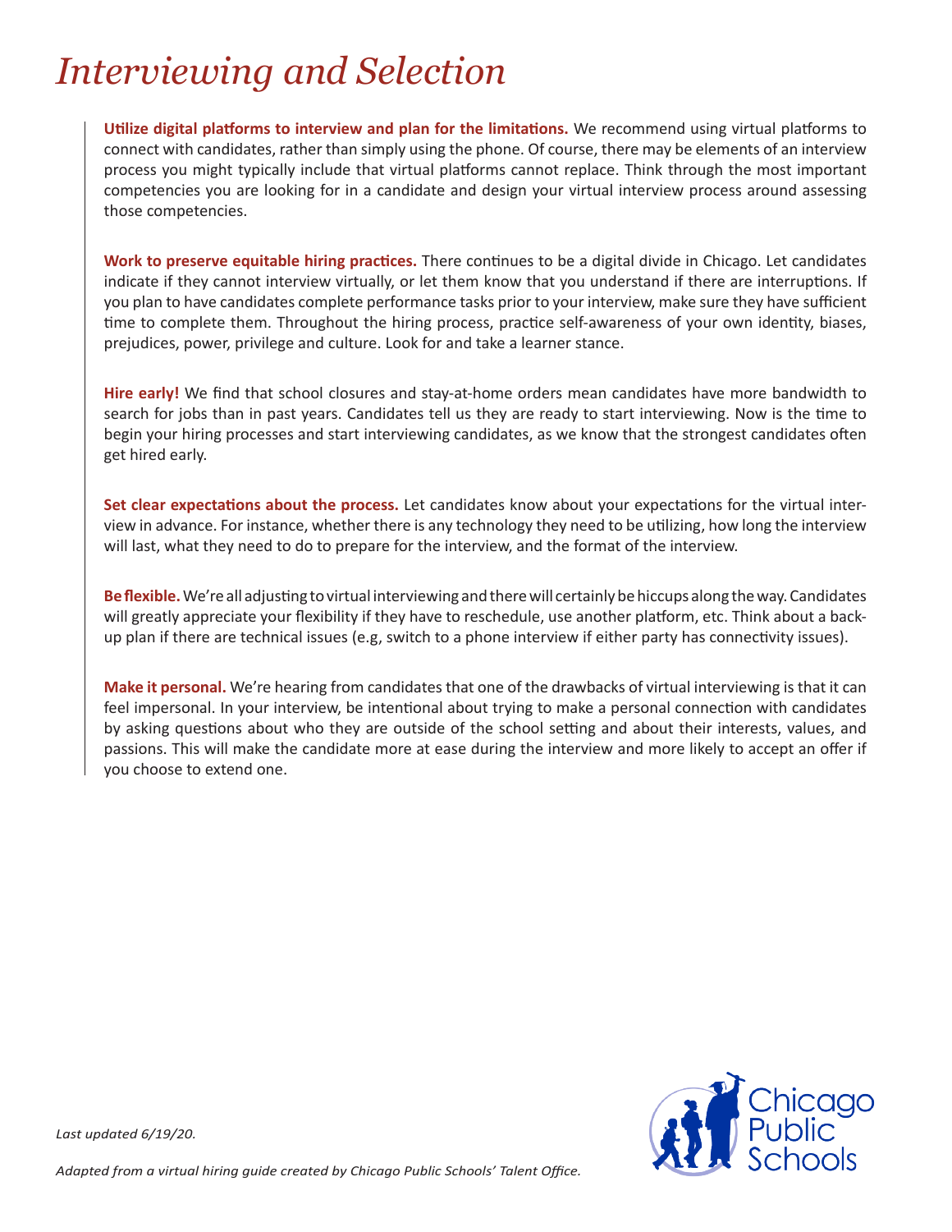# *Interviewing and Selection*

**Utilize digital platforms to interview and plan for the limitations.** We recommend using virtual platforms to connect with candidates, rather than simply using the phone. Of course, there may be elements of an interview process you might typically include that virtual platforms cannot replace. Think through the most important competencies you are looking for in a candidate and design your virtual interview process around assessing those competencies.

**Work to preserve equitable hiring practices.** There continues to be a digital divide in Chicago. Let candidates indicate if they cannot interview virtually, or let them know that you understand if there are interruptions. If you plan to have candidates complete performance tasks prior to your interview, make sure they have sufficient time to complete them. Throughout the hiring process, practice self-awareness of your own identity, biases, prejudices, power, privilege and culture. Look for and take a learner stance.

**Hire early!** We find that school closures and stay-at-home orders mean candidates have more bandwidth to search for jobs than in past years. Candidates tell us they are ready to start interviewing. Now is the time to begin your hiring processes and start interviewing candidates, as we know that the strongest candidates often get hired early.

**Set clear expectations about the process.** Let candidates know about your expectations for the virtual interview in advance. For instance, whether there is any technology they need to be utilizing, how long the interview will last, what they need to do to prepare for the interview, and the format of the interview.

**Be flexible.** We're all adjusting to virtual interviewing and there will certainly be hiccups along the way. Candidates will greatly appreciate your flexibility if they have to reschedule, use another platform, etc. Think about a back-up plan if there are technical issues (e.g, switch to a phone interview if either party has connectivity issues).

**Make it personal.** We're hearing from candidates that one of the drawbacks of virtual interviewing is that it can feel impersonal. In your interview, be intentional about trying to make a personal connection with candidates by asking questions about who they are outside of the school setting and about their interests, values, and passions. This will make the candidate more at ease during the interview and more likely to accept an offer if you choose to extend one.

*Last updated 6/19/20.*

*Adapted from a virtual hiring guide created by Chicago Public Schools' Talent Office.*

Chicago Public Schools